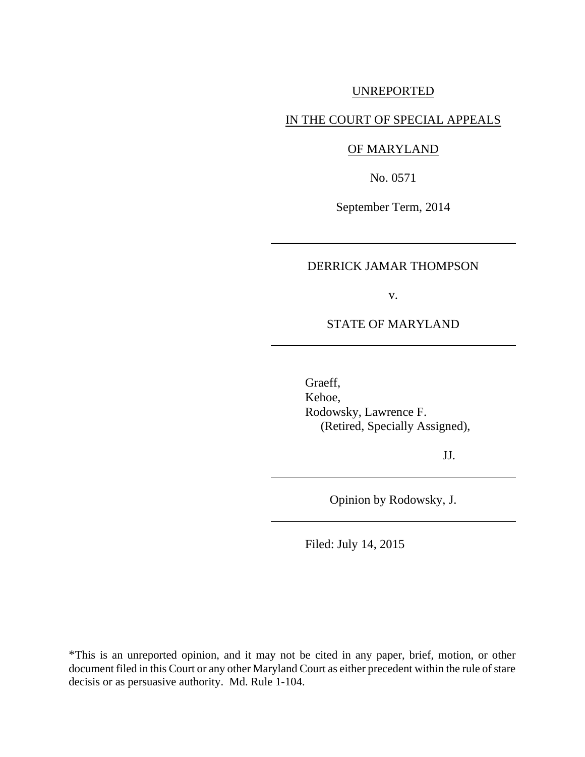UNREPORTED

IN THE COURT OF SPECIAL APPEALS

OF MARYLAND

No. 0571

September Term, 2014

---

DERRICK JAMAR THOMPSON

v.

STATE OF MARYLAND

---

Graeff,
Kehoe,
Rodowsky, Lawrence F.
(Retired, Specially Assigned),

JJ.

---

Opinion by Rodowsky, J.

---

Filed: July 14, 2015

*This is an unreported opinion, and it may not be cited in any paper, brief, motion, or other document filed in this Court or any other Maryland Court as either precedent within the rule of stare decisis or as persuasive authority. Md. Rule 1-104.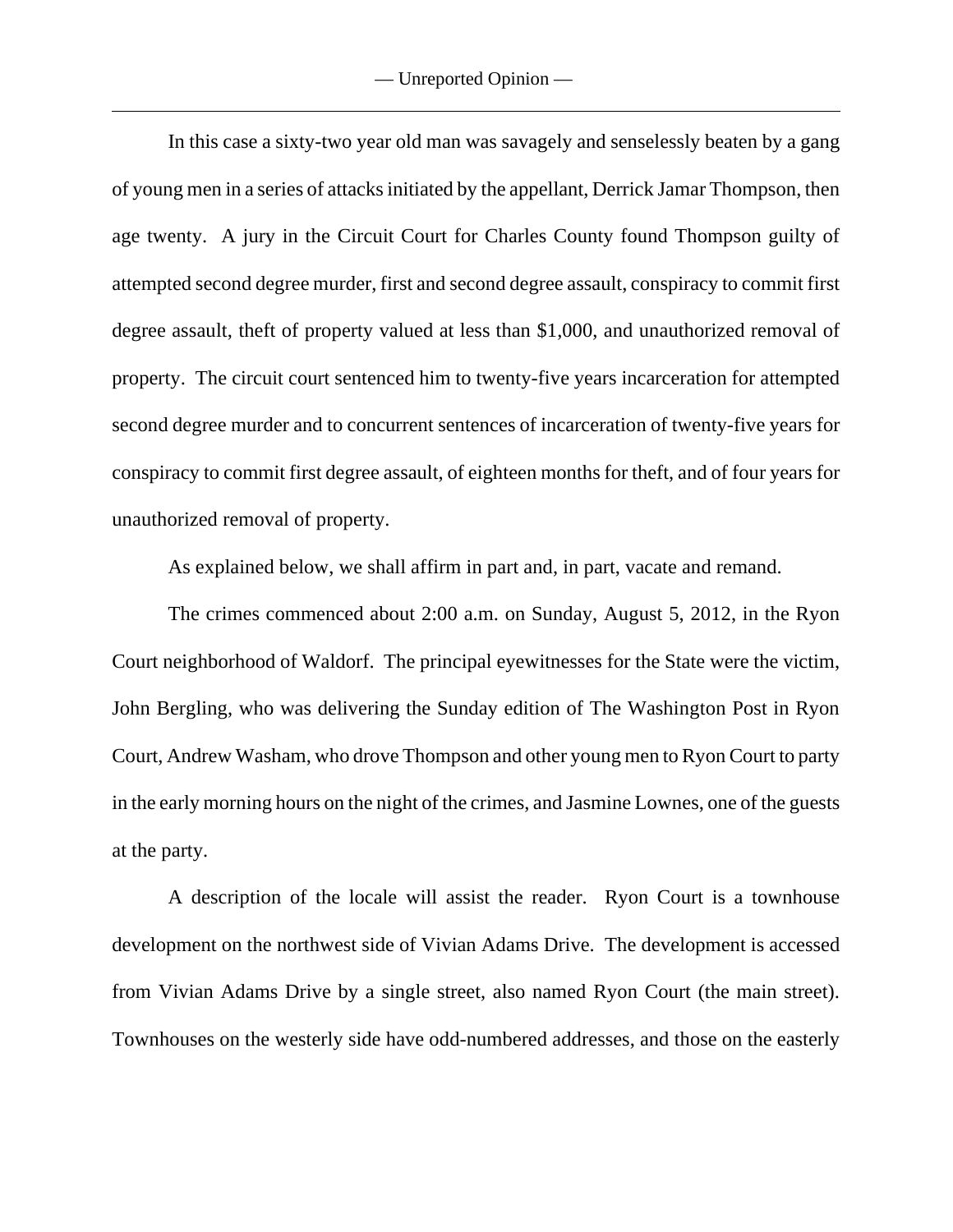In this case a sixty-two year old man was savagely and senselessly beaten by a gang of young men in a series of attacks initiated by the appellant, Derrick Jamar Thompson, then age twenty. A jury in the Circuit Court for Charles County found Thompson guilty of attempted second degree murder, first and second degree assault, conspiracy to commit first degree assault, theft of property valued at less than $1,000, and unauthorized removal of property. The circuit court sentenced him to twenty-five years incarceration for attempted second degree murder and to concurrent sentences of incarceration of twenty-five years for conspiracy to commit first degree assault, of eighteen months for theft, and of four years for unauthorized removal of property.

As explained below, we shall affirm in part and, in part, vacate and remand.

The crimes commenced about 2:00 a.m. on Sunday, August 5, 2012, in the Ryon Court neighborhood of Waldorf. The principal eyewitnesses for the State were the victim, John Bergling, who was delivering the Sunday edition of The Washington Post in Ryon Court, Andrew Washam, who drove Thompson and other young men to Ryon Court to party in the early morning hours on the night of the crimes, and Jasmine Lownes, one of the guests at the party.

A description of the locale will assist the reader. Ryon Court is a townhouse development on the northwest side of Vivian Adams Drive. The development is accessed from Vivian Adams Drive by a single street, also named Ryon Court (the main street). Townhouses on the westerly side have odd-numbered addresses, and those on the easterly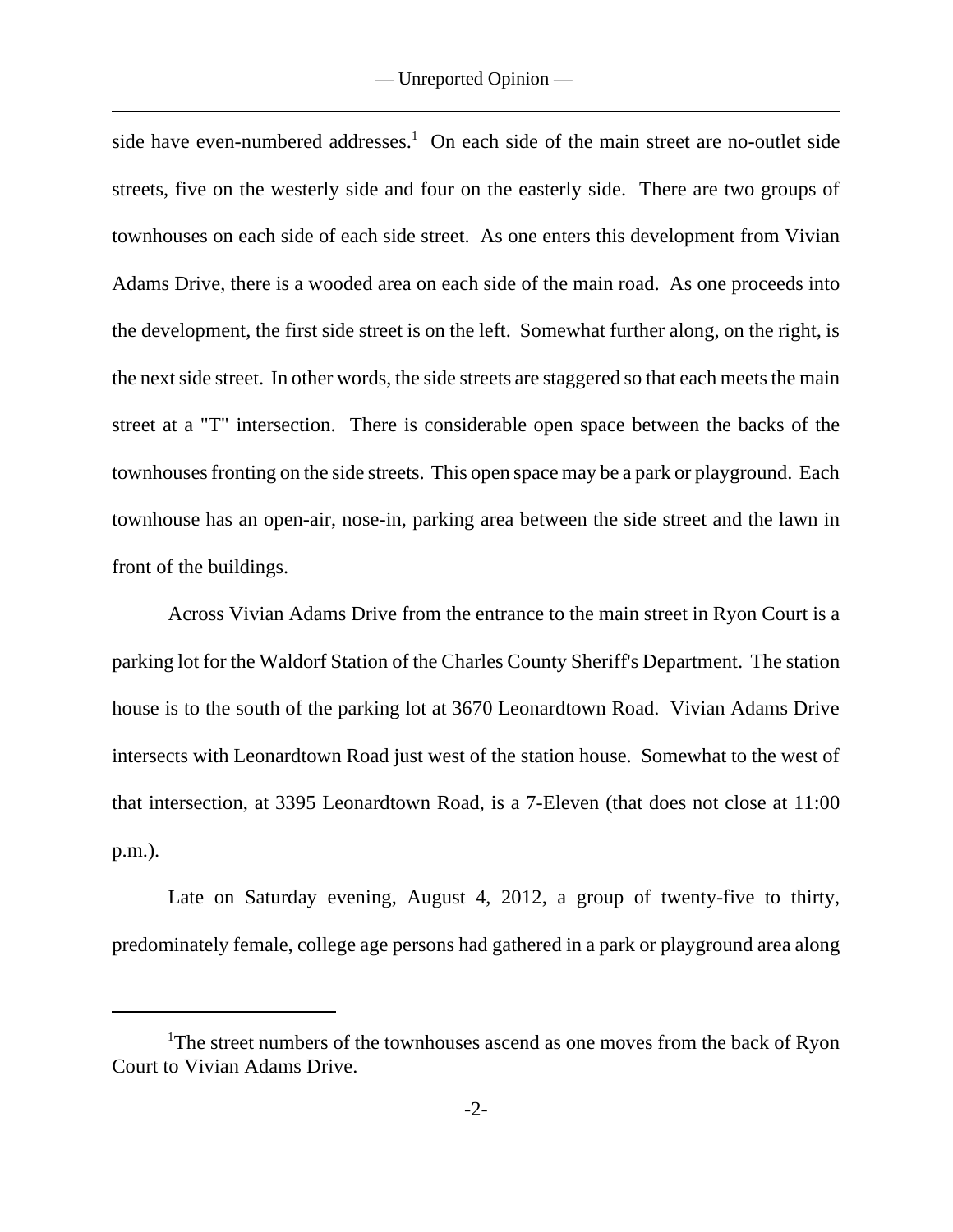side have even-numbered addresses.[1] On each side of the main street are no-outlet side streets, five on the westerly side and four on the easterly side. There are two groups of townhouses on each side of each side street. As one enters this development from Vivian Adams Drive, there is a wooded area on each side of the main road. As one proceeds into the development, the first side street is on the left. Somewhat further along, on the right, is the next side street. In other words, the side streets are staggered so that each meets the main street at a "T" intersection. There is considerable open space between the backs of the townhouses fronting on the side streets. This open space may be a park or playground. Each townhouse has an open-air, nose-in, parking area between the side street and the lawn in front of the buildings.

Across Vivian Adams Drive from the entrance to the main street in Ryon Court is a parking lot for the Waldorf Station of the Charles County Sheriff's Department. The station house is to the south of the parking lot at 3670 Leonardtown Road. Vivian Adams Drive intersects with Leonardtown Road just west of the station house. Somewhat to the west of that intersection, at 3395 Leonardtown Road, is a 7-Eleven (that does not close at 11:00 p.m.).

Late on Saturday evening, August 4, 2012, a group of twenty-five to thirty, predominately female, college age persons had gathered in a park or playground area along

---

[1] The street numbers of the townhouses ascend as one moves from the back of Ryon Court to Vivian Adams Drive.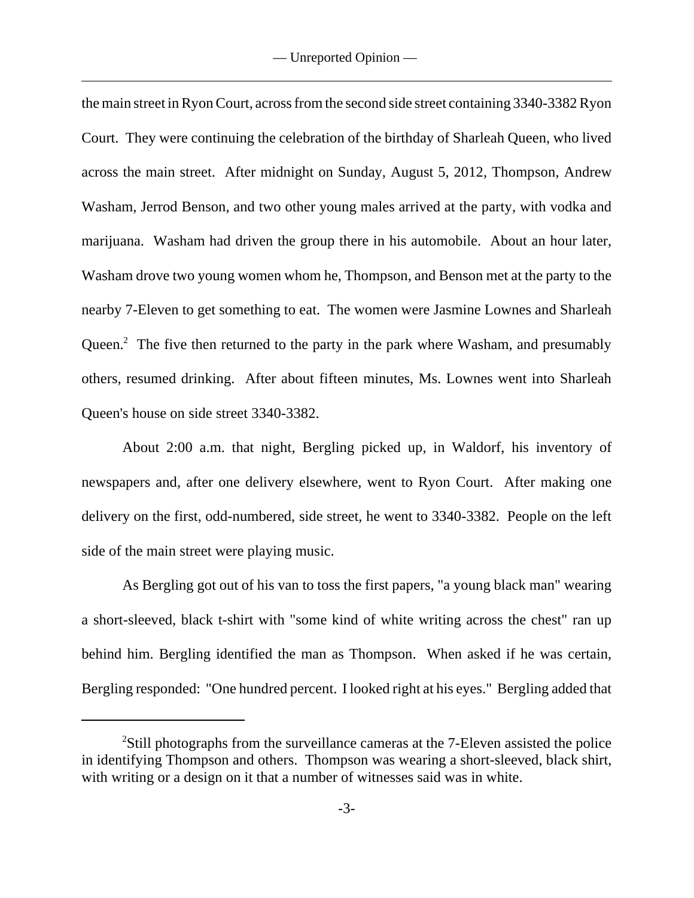the main street in Ryon Court, across from the second side street containing 3340-3382 Ryon Court. They were continuing the celebration of the birthday of Sharleah Queen, who lived across the main street. After midnight on Sunday, August 5, 2012, Thompson, Andrew Washam, Jerrod Benson, and two other young males arrived at the party, with vodka and marijuana. Washam had driven the group there in his automobile. About an hour later, Washam drove two young women whom he, Thompson, and Benson met at the party to the nearby 7-Eleven to get something to eat. The women were Jasmine Lownes and Sharleah Queen.[2] The five then returned to the party in the park where Washam, and presumably others, resumed drinking. After about fifteen minutes, Ms. Lownes went into Sharleah Queen's house on side street 3340-3382.

About 2:00 a.m. that night, Bergling picked up, in Waldorf, his inventory of newspapers and, after one delivery elsewhere, went to Ryon Court. After making one delivery on the first, odd-numbered, side street, he went to 3340-3382. People on the left side of the main street were playing music.

As Bergling got out of his van to toss the first papers, "a young black man" wearing a short-sleeved, black t-shirt with "some kind of white writing across the chest" ran up behind him. Bergling identified the man as Thompson. When asked if he was certain, Bergling responded: "One hundred percent. I looked right at his eyes." Bergling added that

---

[2]Still photographs from the surveillance cameras at the 7-Eleven assisted the police in identifying Thompson and others. Thompson was wearing a short-sleeved, black shirt, with writing or a design on it that a number of witnesses said was in white.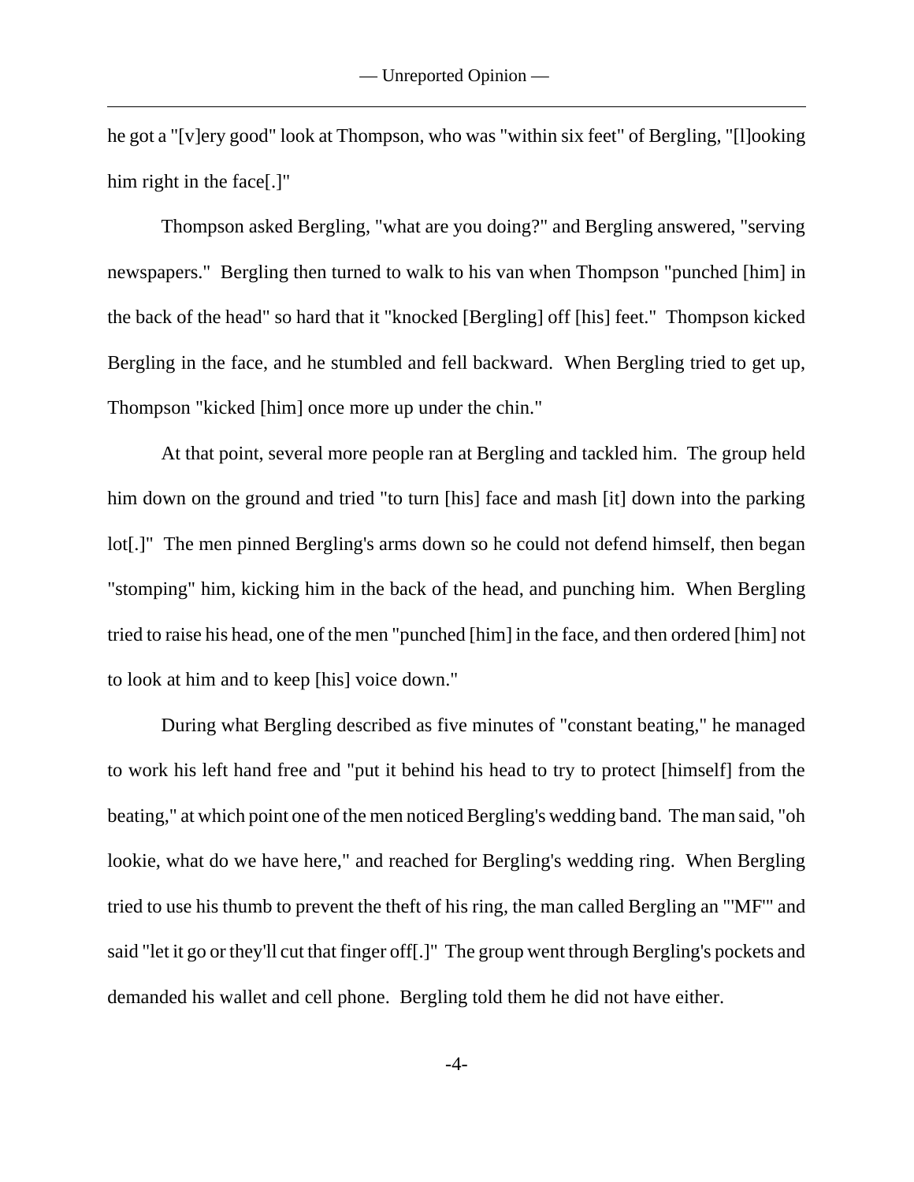he got a "[v]ery good" look at Thompson, who was "within six feet" of Bergling, "[l]ooking him right in the face[.]"

Thompson asked Bergling, "what are you doing?" and Bergling answered, "serving newspapers." Bergling then turned to walk to his van when Thompson "punched [him] in the back of the head" so hard that it "knocked [Bergling] off [his] feet." Thompson kicked Bergling in the face, and he stumbled and fell backward. When Bergling tried to get up, Thompson "kicked [him] once more up under the chin."

At that point, several more people ran at Bergling and tackled him. The group held him down on the ground and tried "to turn [his] face and mash [it] down into the parking lot[.]" The men pinned Bergling's arms down so he could not defend himself, then began "stomping" him, kicking him in the back of the head, and punching him. When Bergling tried to raise his head, one of the men "punched [him] in the face, and then ordered [him] not to look at him and to keep [his] voice down."

During what Bergling described as five minutes of "constant beating," he managed to work his left hand free and "put it behind his head to try to protect [himself] from the beating," at which point one of the men noticed Bergling's wedding band. The man said, "oh lookie, what do we have here," and reached for Bergling's wedding ring. When Bergling tried to use his thumb to prevent the theft of his ring, the man called Bergling an "'MF'" and said "let it go or they'll cut that finger off[.]" The group went through Bergling's pockets and demanded his wallet and cell phone. Bergling told them he did not have either.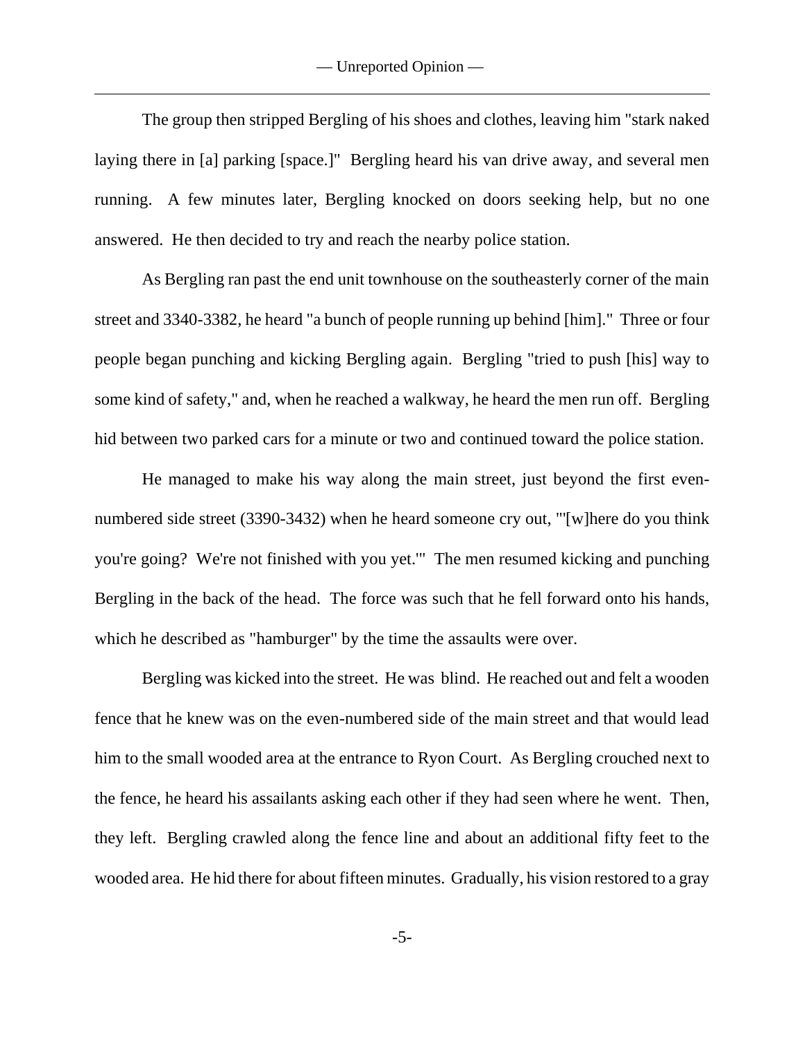The group then stripped Bergling of his shoes and clothes, leaving him "stark naked laying there in [a] parking [space.]" Bergling heard his van drive away, and several men running. A few minutes later, Bergling knocked on doors seeking help, but no one answered. He then decided to try and reach the nearby police station.

As Bergling ran past the end unit townhouse on the southeasterly corner of the main street and 3340-3382, he heard "a bunch of people running up behind [him]." Three or four people began punching and kicking Bergling again. Bergling "tried to push [his] way to some kind of safety," and, when he reached a walkway, he heard the men run off. Bergling hid between two parked cars for a minute or two and continued toward the police station.

He managed to make his way along the main street, just beyond the first even-numbered side street (3390-3432) when he heard someone cry out, "'[w]here do you think you're going? We're not finished with you yet.'" The men resumed kicking and punching Bergling in the back of the head. The force was such that he fell forward onto his hands, which he described as "hamburger" by the time the assaults were over.

Bergling was kicked into the street. He was blind. He reached out and felt a wooden fence that he knew was on the even-numbered side of the main street and that would lead him to the small wooded area at the entrance to Ryon Court. As Bergling crouched next to the fence, he heard his assailants asking each other if they had seen where he went. Then, they left. Bergling crawled along the fence line and about an additional fifty feet to the wooded area. He hid there for about fifteen minutes. Gradually, his vision restored to a gray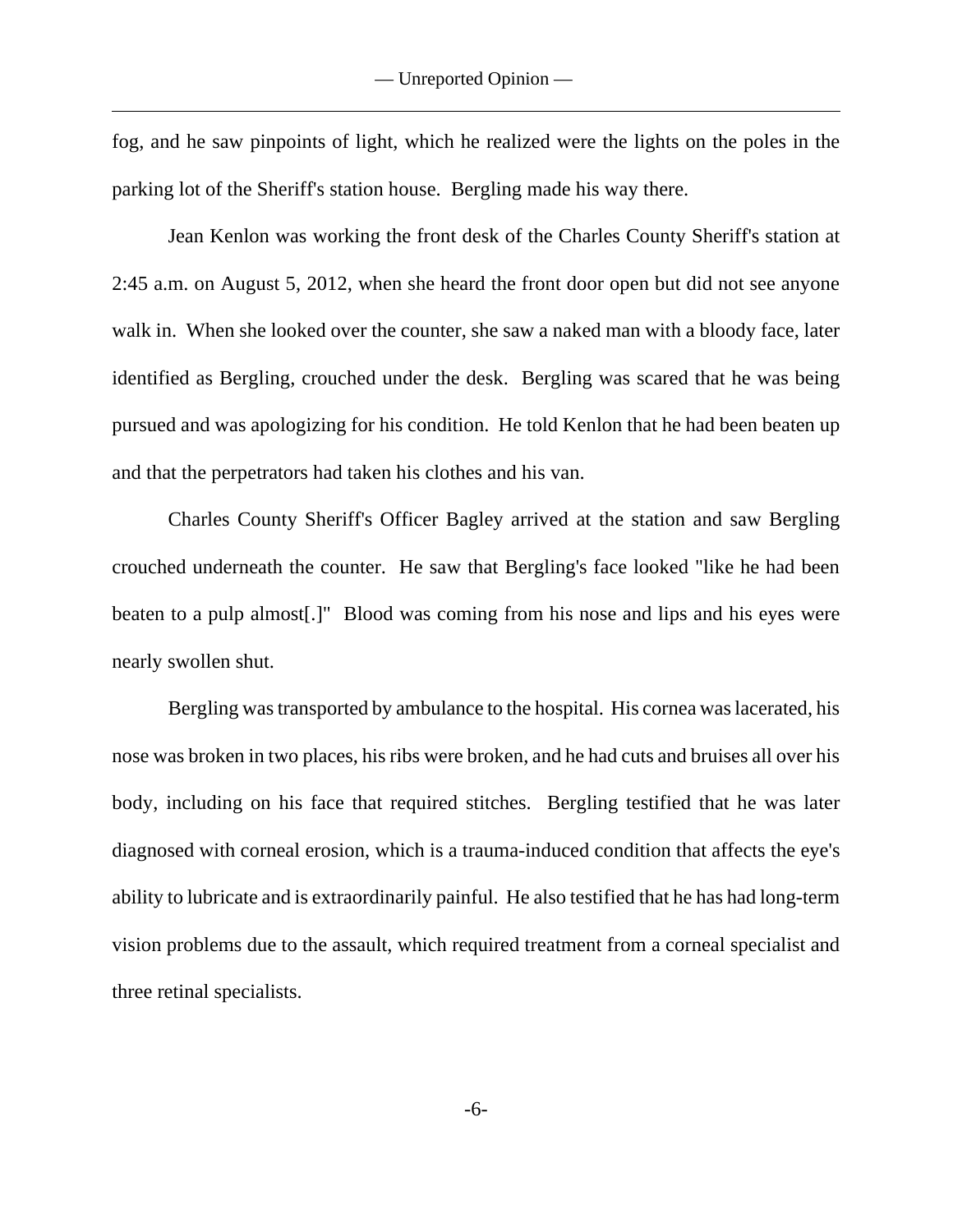fog, and he saw pinpoints of light, which he realized were the lights on the poles in the parking lot of the Sheriff's station house. Bergling made his way there.

Jean Kenlon was working the front desk of the Charles County Sheriff's station at 2:45 a.m. on August 5, 2012, when she heard the front door open but did not see anyone walk in. When she looked over the counter, she saw a naked man with a bloody face, later identified as Bergling, crouched under the desk. Bergling was scared that he was being pursued and was apologizing for his condition. He told Kenlon that he had been beaten up and that the perpetrators had taken his clothes and his van.

Charles County Sheriff's Officer Bagley arrived at the station and saw Bergling crouched underneath the counter. He saw that Bergling's face looked "like he had been beaten to a pulp almost[.]" Blood was coming from his nose and lips and his eyes were nearly swollen shut.

Bergling was transported by ambulance to the hospital. His cornea was lacerated, his nose was broken in two places, his ribs were broken, and he had cuts and bruises all over his body, including on his face that required stitches. Bergling testified that he was later diagnosed with corneal erosion, which is a trauma-induced condition that affects the eye's ability to lubricate and is extraordinarily painful. He also testified that he has had long-term vision problems due to the assault, which required treatment from a corneal specialist and three retinal specialists.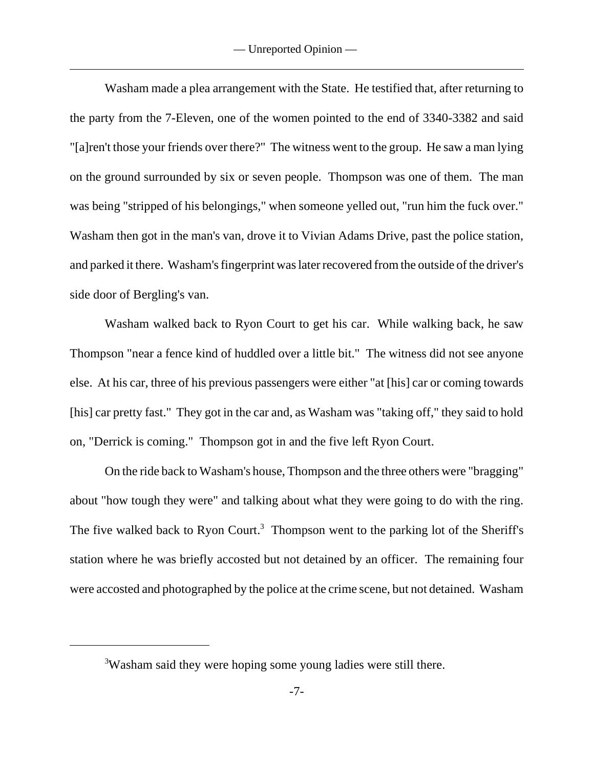Washam made a plea arrangement with the State. He testified that, after returning to the party from the 7-Eleven, one of the women pointed to the end of 3340-3382 and said "[a]ren't those your friends over there?" The witness went to the group. He saw a man lying on the ground surrounded by six or seven people. Thompson was one of them. The man was being "stripped of his belongings," when someone yelled out, "run him the fuck over." Washam then got in the man's van, drove it to Vivian Adams Drive, past the police station, and parked it there. Washam's fingerprint was later recovered from the outside of the driver's side door of Bergling's van.

Washam walked back to Ryon Court to get his car. While walking back, he saw Thompson "near a fence kind of huddled over a little bit." The witness did not see anyone else. At his car, three of his previous passengers were either "at [his] car or coming towards [his] car pretty fast." They got in the car and, as Washam was "taking off," they said to hold on, "Derrick is coming." Thompson got in and the five left Ryon Court.

On the ride back to Washam's house, Thompson and the three others were "bragging" about "how tough they were" and talking about what they were going to do with the ring. The five walked back to Ryon Court.[3] Thompson went to the parking lot of the Sheriff's station where he was briefly accosted but not detained by an officer. The remaining four were accosted and photographed by the police at the crime scene, but not detained. Washam

[3]Washam said they were hoping some young ladies were still there.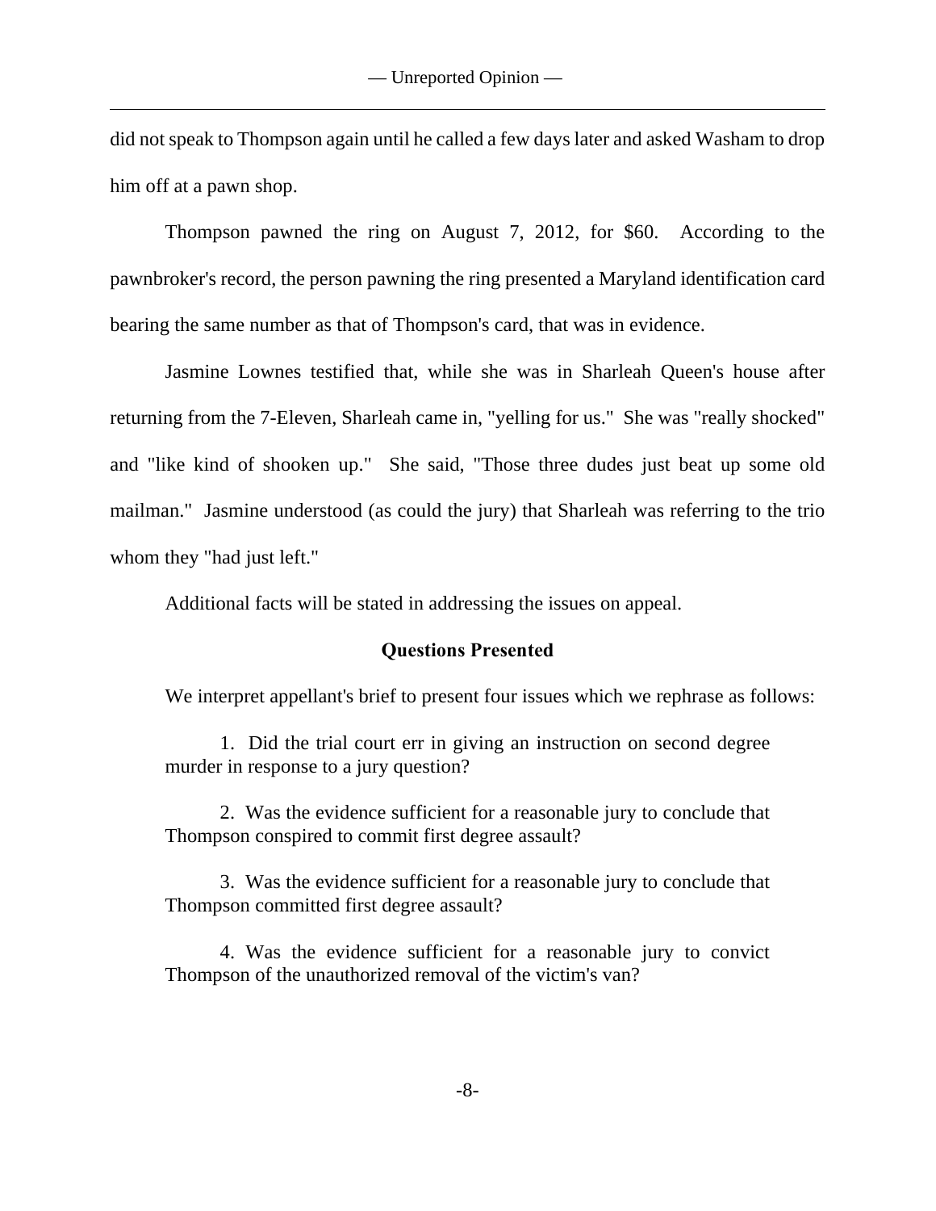did not speak to Thompson again until he called a few days later and asked Washam to drop him off at a pawn shop.

Thompson pawned the ring on August 7, 2012, for $60. According to the pawnbroker's record, the person pawning the ring presented a Maryland identification card bearing the same number as that of Thompson's card, that was in evidence.

Jasmine Lownes testified that, while she was in Sharleah Queen's house after returning from the 7-Eleven, Sharleah came in, "yelling for us." She was "really shocked" and "like kind of shooken up." She said, "Those three dudes just beat up some old mailman." Jasmine understood (as could the jury) that Sharleah was referring to the trio whom they "had just left."

Additional facts will be stated in addressing the issues on appeal.

## Questions Presented

We interpret appellant's brief to present four issues which we rephrase as follows:

> 1. Did the trial court err in giving an instruction on second degree murder in response to a jury question?
>
> 2. Was the evidence sufficient for a reasonable jury to conclude that Thompson conspired to commit first degree assault?
>
> 3. Was the evidence sufficient for a reasonable jury to conclude that Thompson committed first degree assault?
>
> 4. Was the evidence sufficient for a reasonable jury to convict Thompson of the unauthorized removal of the victim's van?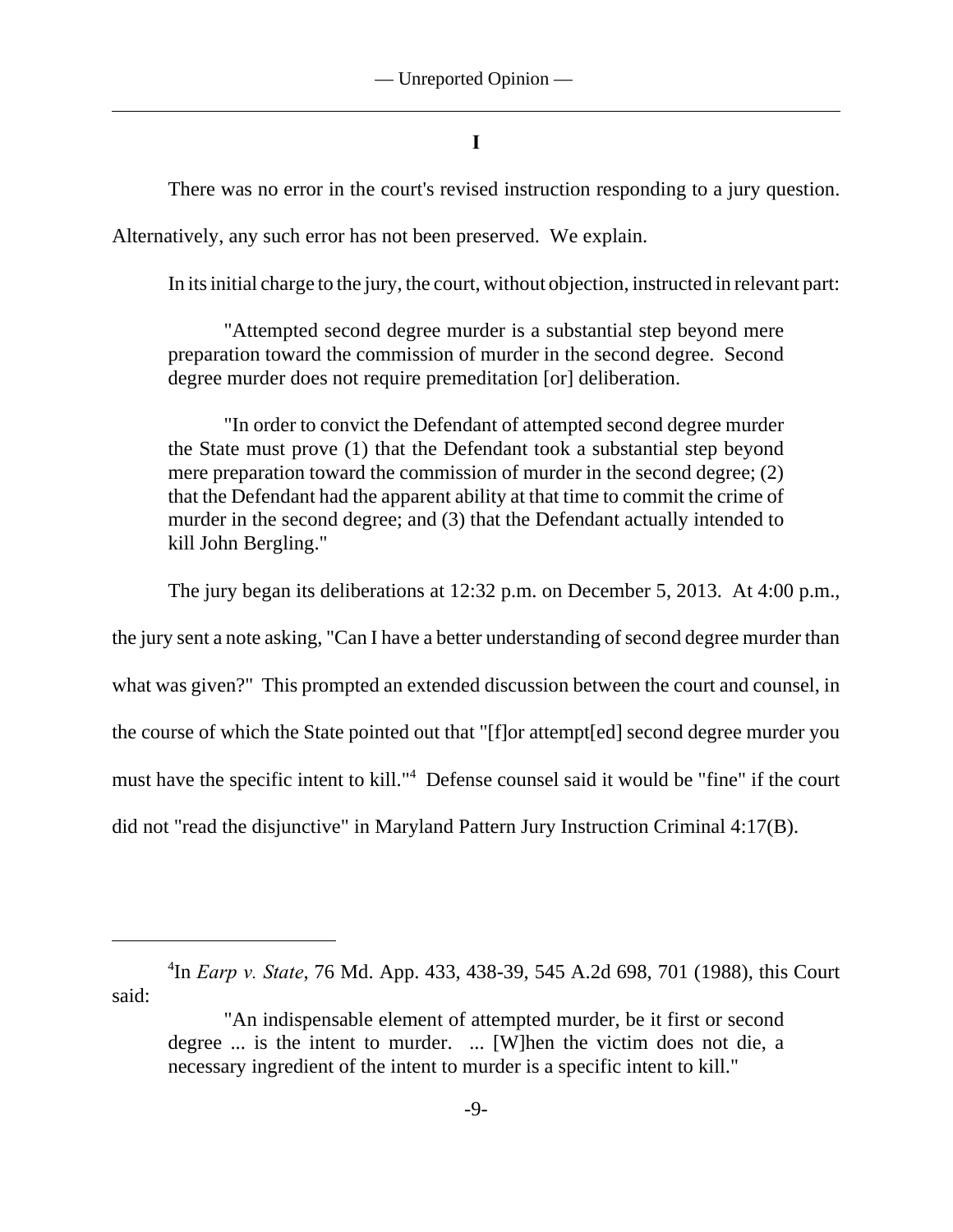**I**

There was no error in the court's revised instruction responding to a jury question. Alternatively, any such error has not been preserved. We explain.

In its initial charge to the jury, the court, without objection, instructed in relevant part:

> "Attempted second degree murder is a substantial step beyond mere preparation toward the commission of murder in the second degree. Second degree murder does not require premeditation [or] deliberation.
>
> "In order to convict the Defendant of attempted second degree murder the State must prove (1) that the Defendant took a substantial step beyond mere preparation toward the commission of murder in the second degree; (2) that the Defendant had the apparent ability at that time to commit the crime of murder in the second degree; and (3) that the Defendant actually intended to kill John Bergling."

The jury began its deliberations at 12:32 p.m. on December 5, 2013. At 4:00 p.m., the jury sent a note asking, "Can I have a better understanding of second degree murder than what was given?" This prompted an extended discussion between the court and counsel, in the course of which the State pointed out that "[f]or attempt[ed] second degree murder you must have the specific intent to kill."[4] Defense counsel said it would be "fine" if the court did not "read the disjunctive" in Maryland Pattern Jury Instruction Criminal 4:17(B).

---

[4]In *Earp v. State*, 76 Md. App. 433, 438-39, 545 A.2d 698, 701 (1988), this Court said:

> "An indispensable element of attempted murder, be it first or second degree ... is the intent to murder. ... [W]hen the victim does not die, a necessary ingredient of the intent to murder is a specific intent to kill."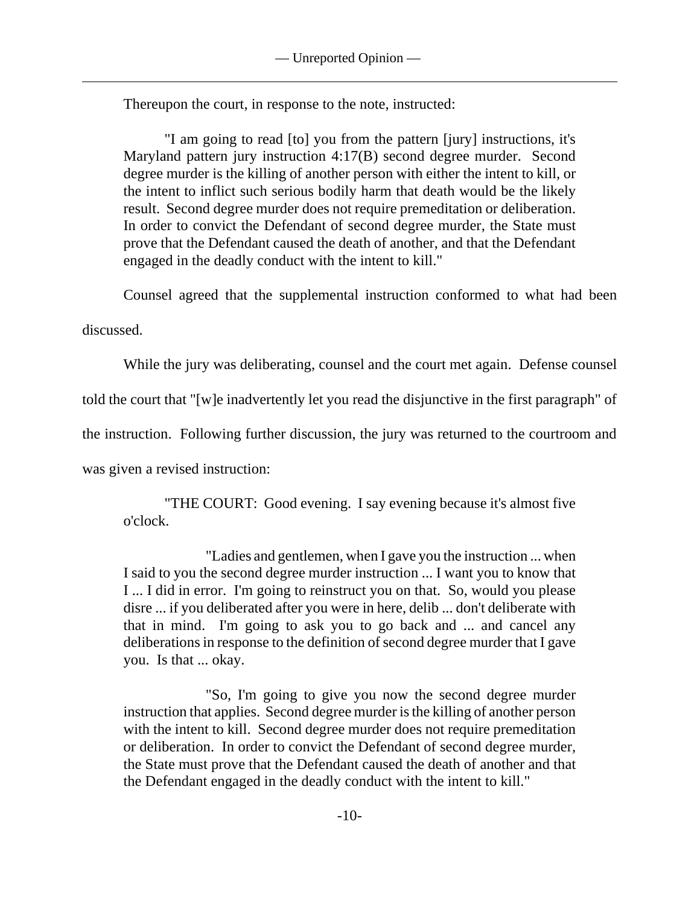Thereupon the court, in response to the note, instructed:

> "I am going to read [to] you from the pattern [jury] instructions, it's Maryland pattern jury instruction 4:17(B) second degree murder. Second degree murder is the killing of another person with either the intent to kill, or the intent to inflict such serious bodily harm that death would be the likely result. Second degree murder does not require premeditation or deliberation. In order to convict the Defendant of second degree murder, the State must prove that the Defendant caused the death of another, and that the Defendant engaged in the deadly conduct with the intent to kill."

Counsel agreed that the supplemental instruction conformed to what had been discussed.

While the jury was deliberating, counsel and the court met again. Defense counsel told the court that "[w]e inadvertently let you read the disjunctive in the first paragraph" of the instruction. Following further discussion, the jury was returned to the courtroom and was given a revised instruction:

> "THE COURT: Good evening. I say evening because it's almost five o'clock.
>
> "Ladies and gentlemen, when I gave you the instruction ... when I said to you the second degree murder instruction ... I want you to know that I ... I did in error. I'm going to reinstruct you on that. So, would you please disre ... if you deliberated after you were in here, delib ... don't deliberate with that in mind. I'm going to ask you to go back and ... and cancel any deliberations in response to the definition of second degree murder that I gave you. Is that ... okay.
>
> "So, I'm going to give you now the second degree murder instruction that applies. Second degree murder is the killing of another person with the intent to kill. Second degree murder does not require premeditation or deliberation. In order to convict the Defendant of second degree murder, the State must prove that the Defendant caused the death of another and that the Defendant engaged in the deadly conduct with the intent to kill."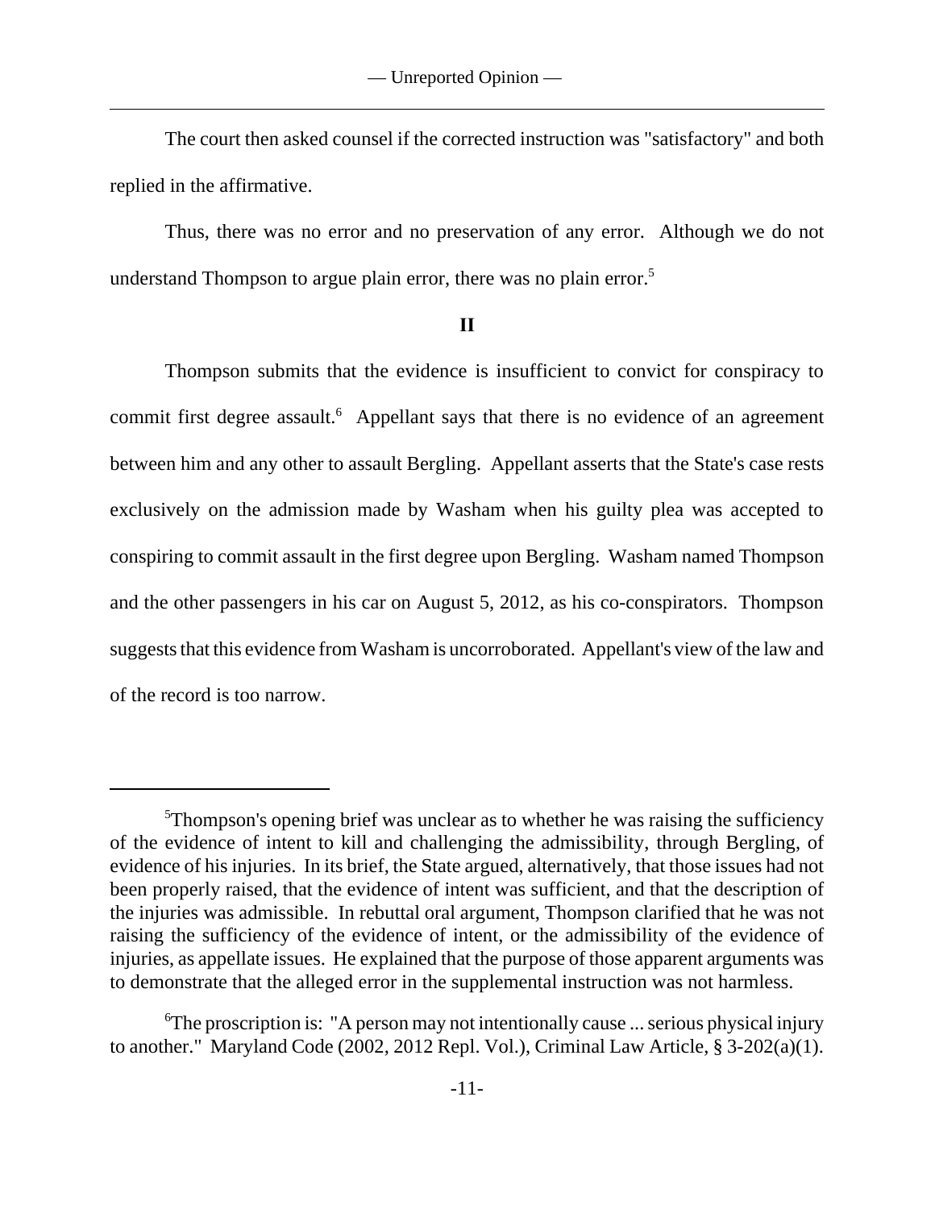The court then asked counsel if the corrected instruction was "satisfactory" and both replied in the affirmative.

Thus, there was no error and no preservation of any error. Although we do not understand Thompson to argue plain error, there was no plain error.[5]

## II

Thompson submits that the evidence is insufficient to convict for conspiracy to commit first degree assault.[6] Appellant says that there is no evidence of an agreement between him and any other to assault Bergling. Appellant asserts that the State's case rests exclusively on the admission made by Washam when his guilty plea was accepted to conspiring to commit assault in the first degree upon Bergling. Washam named Thompson and the other passengers in his car on August 5, 2012, as his co-conspirators. Thompson suggests that this evidence from Washam is uncorroborated. Appellant's view of the law and of the record is too narrow.

---

[5]Thompson's opening brief was unclear as to whether he was raising the sufficiency of the evidence of intent to kill and challenging the admissibility, through Bergling, of evidence of his injuries. In its brief, the State argued, alternatively, that those issues had not been properly raised, that the evidence of intent was sufficient, and that the description of the injuries was admissible. In rebuttal oral argument, Thompson clarified that he was not raising the sufficiency of the evidence of intent, or the admissibility of the evidence of injuries, as appellate issues. He explained that the purpose of those apparent arguments was to demonstrate that the alleged error in the supplemental instruction was not harmless.

[6]The proscription is: "A person may not intentionally cause ... serious physical injury to another." Maryland Code (2002, 2012 Repl. Vol.), Criminal Law Article, § 3-202(a)(1).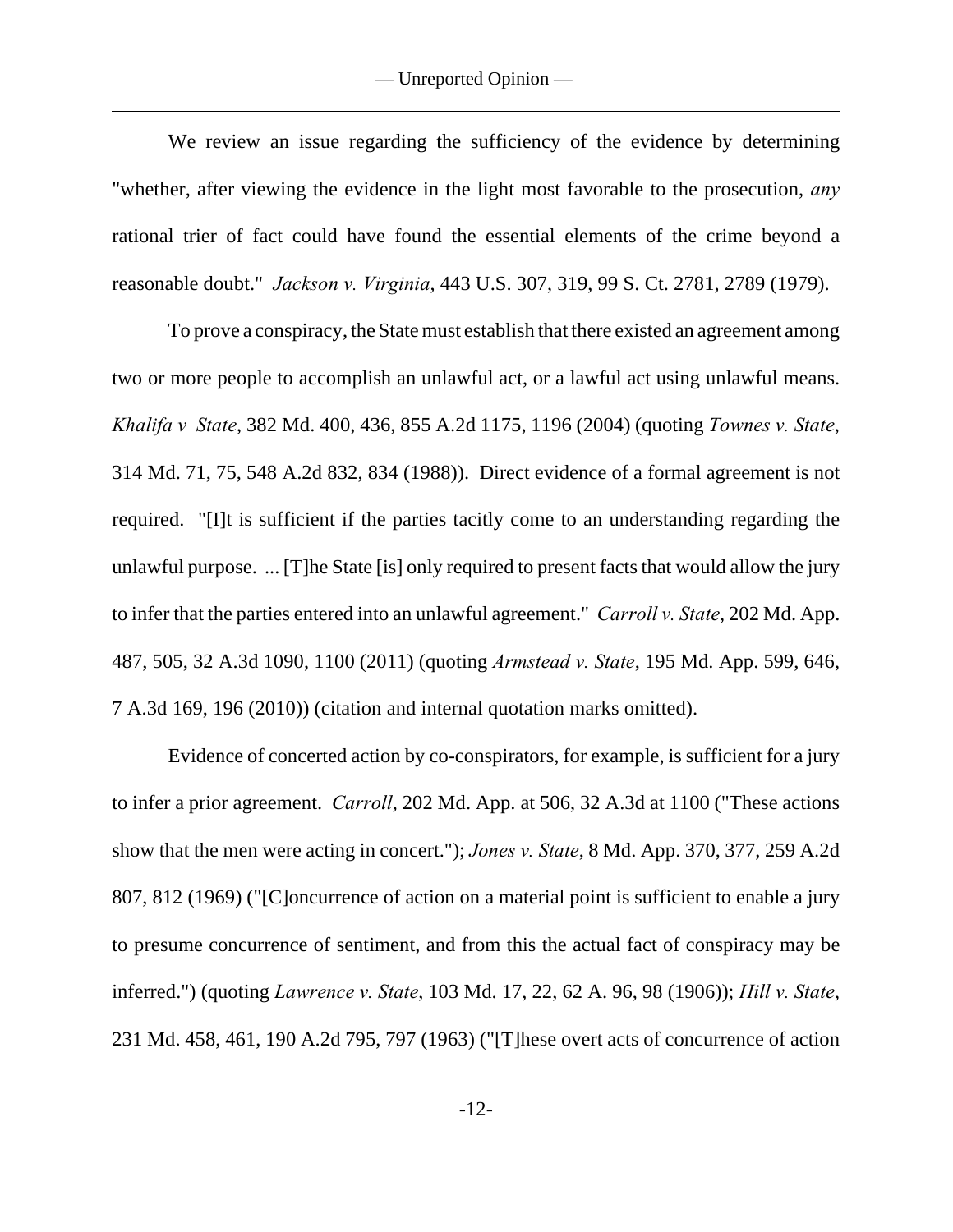We review an issue regarding the sufficiency of the evidence by determining "whether, after viewing the evidence in the light most favorable to the prosecution, *any* rational trier of fact could have found the essential elements of the crime beyond a reasonable doubt." *Jackson v. Virginia*, 443 U.S. 307, 319, 99 S. Ct. 2781, 2789 (1979).

To prove a conspiracy, the State must establish that there existed an agreement among two or more people to accomplish an unlawful act, or a lawful act using unlawful means. *Khalifa v State*, 382 Md. 400, 436, 855 A.2d 1175, 1196 (2004) (quoting *Townes v. State*, 314 Md. 71, 75, 548 A.2d 832, 834 (1988)). Direct evidence of a formal agreement is not required. "[I]t is sufficient if the parties tacitly come to an understanding regarding the unlawful purpose. ... [T]he State [is] only required to present facts that would allow the jury to infer that the parties entered into an unlawful agreement." *Carroll v. State*, 202 Md. App. 487, 505, 32 A.3d 1090, 1100 (2011) (quoting *Armstead v. State*, 195 Md. App. 599, 646, 7 A.3d 169, 196 (2010)) (citation and internal quotation marks omitted).

Evidence of concerted action by co-conspirators, for example, is sufficient for a jury to infer a prior agreement. *Carroll*, 202 Md. App. at 506, 32 A.3d at 1100 ("These actions show that the men were acting in concert."); *Jones v. State*, 8 Md. App. 370, 377, 259 A.2d 807, 812 (1969) ("[C]oncurrence of action on a material point is sufficient to enable a jury to presume concurrence of sentiment, and from this the actual fact of conspiracy may be inferred.") (quoting *Lawrence v. State*, 103 Md. 17, 22, 62 A. 96, 98 (1906)); *Hill v. State*, 231 Md. 458, 461, 190 A.2d 795, 797 (1963) ("[T]hese overt acts of concurrence of action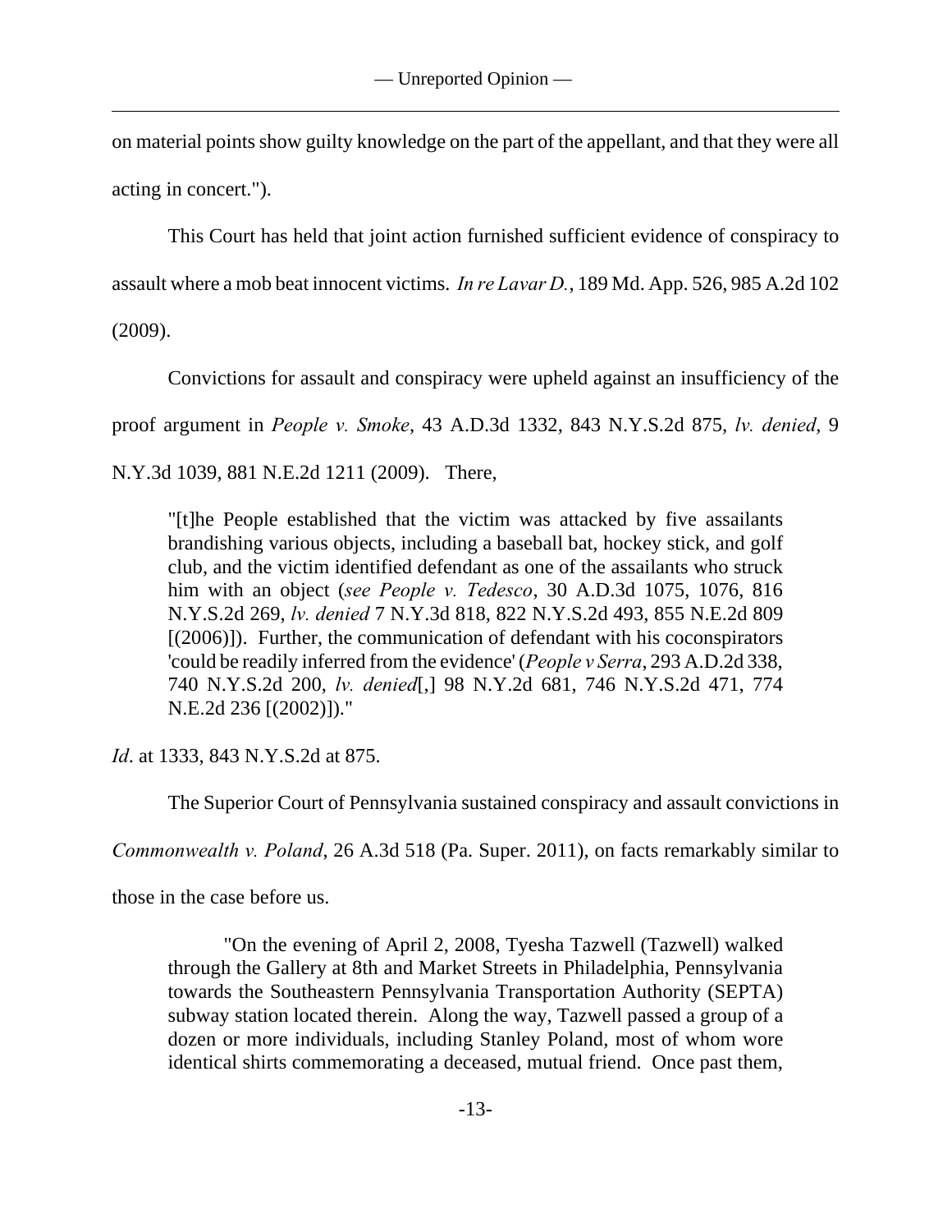on material points show guilty knowledge on the part of the appellant, and that they were all acting in concert.").

This Court has held that joint action furnished sufficient evidence of conspiracy to assault where a mob beat innocent victims. *In re Lavar D.*, 189 Md. App. 526, 985 A.2d 102 (2009).

Convictions for assault and conspiracy were upheld against an insufficiency of the proof argument in *People v. Smoke*, 43 A.D.3d 1332, 843 N.Y.S.2d 875, *lv. denied*, 9 N.Y.3d 1039, 881 N.E.2d 1211 (2009). There,

> "[t]he People established that the victim was attacked by five assailants brandishing various objects, including a baseball bat, hockey stick, and golf club, and the victim identified defendant as one of the assailants who struck him with an object (*see People v. Tedesco*, 30 A.D.3d 1075, 1076, 816 N.Y.S.2d 269, *lv. denied* 7 N.Y.3d 818, 822 N.Y.S.2d 493, 855 N.E.2d 809 [(2006)]). Further, the communication of defendant with his coconspirators 'could be readily inferred from the evidence' (*People v Serra*, 293 A.D.2d 338, 740 N.Y.S.2d 200, *lv. denied*[,] 98 N.Y.2d 681, 746 N.Y.S.2d 471, 774 N.E.2d 236 [(2002)])."

*Id*. at 1333, 843 N.Y.S.2d at 875.

The Superior Court of Pennsylvania sustained conspiracy and assault convictions in *Commonwealth v. Poland*, 26 A.3d 518 (Pa. Super. 2011), on facts remarkably similar to those in the case before us.

> "On the evening of April 2, 2008, Tyesha Tazwell (Tazwell) walked through the Gallery at 8th and Market Streets in Philadelphia, Pennsylvania towards the Southeastern Pennsylvania Transportation Authority (SEPTA) subway station located therein. Along the way, Tazwell passed a group of a dozen or more individuals, including Stanley Poland, most of whom wore identical shirts commemorating a deceased, mutual friend. Once past them,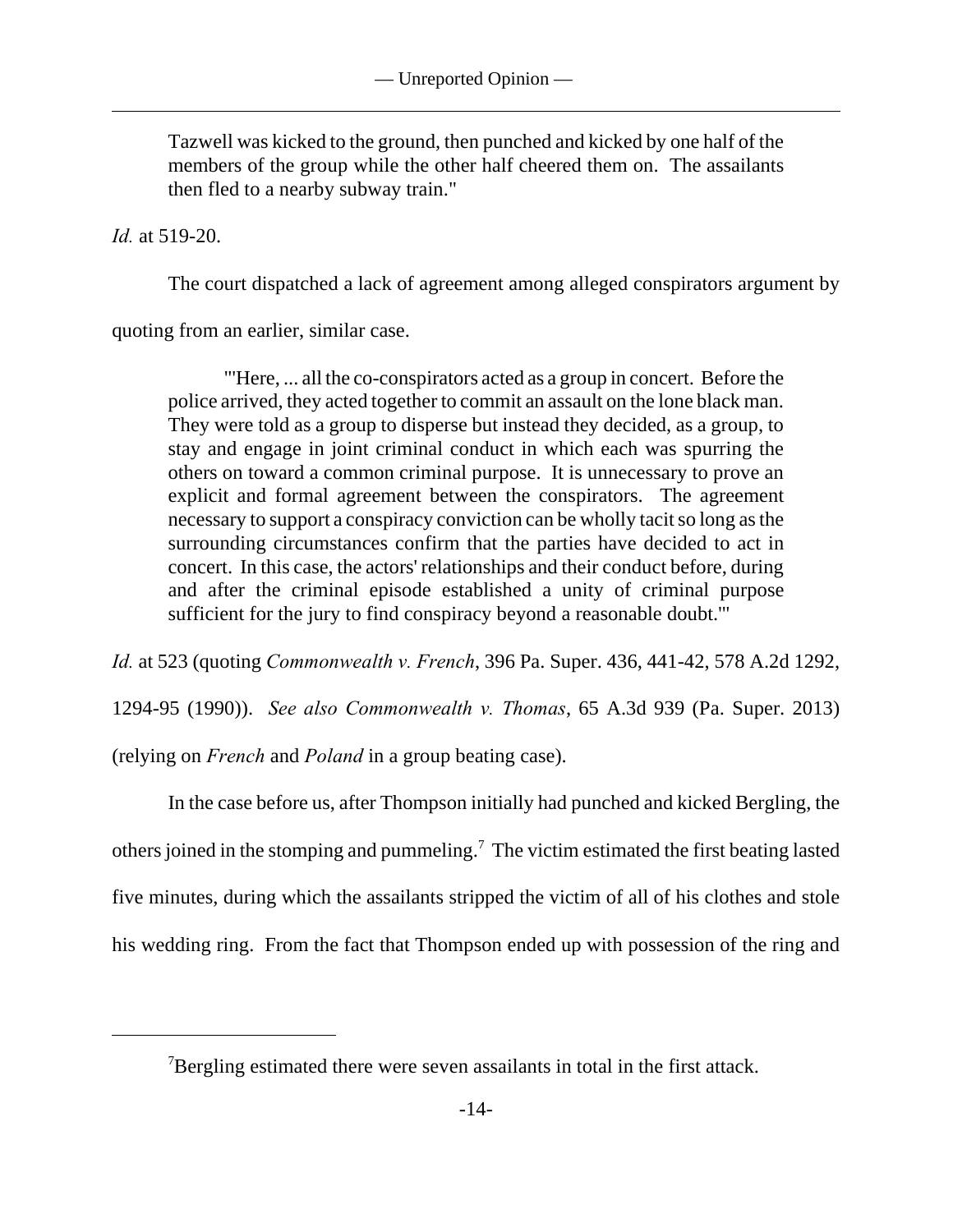> Tazwell was kicked to the ground, then punched and kicked by one half of the members of the group while the other half cheered them on. The assailants then fled to a nearby subway train."

*Id.* at 519-20.

The court dispatched a lack of agreement among alleged conspirators argument by quoting from an earlier, similar case.

> "'Here, ... all the co-conspirators acted as a group in concert. Before the police arrived, they acted together to commit an assault on the lone black man. They were told as a group to disperse but instead they decided, as a group, to stay and engage in joint criminal conduct in which each was spurring the others on toward a common criminal purpose. It is unnecessary to prove an explicit and formal agreement between the conspirators. The agreement necessary to support a conspiracy conviction can be wholly tacit so long as the surrounding circumstances confirm that the parties have decided to act in concert. In this case, the actors' relationships and their conduct before, during and after the criminal episode established a unity of criminal purpose sufficient for the jury to find conspiracy beyond a reasonable doubt.'"

*Id.* at 523 (quoting *Commonwealth v. French*, 396 Pa. Super. 436, 441-42, 578 A.2d 1292, 1294-95 (1990)). *See also Commonwealth v. Thomas*, 65 A.3d 939 (Pa. Super. 2013) (relying on *French* and *Poland* in a group beating case).

In the case before us, after Thompson initially had punched and kicked Bergling, the others joined in the stomping and pummeling.[7] The victim estimated the first beating lasted five minutes, during which the assailants stripped the victim of all of his clothes and stole his wedding ring. From the fact that Thompson ended up with possession of the ring and

[7] Bergling estimated there were seven assailants in total in the first attack.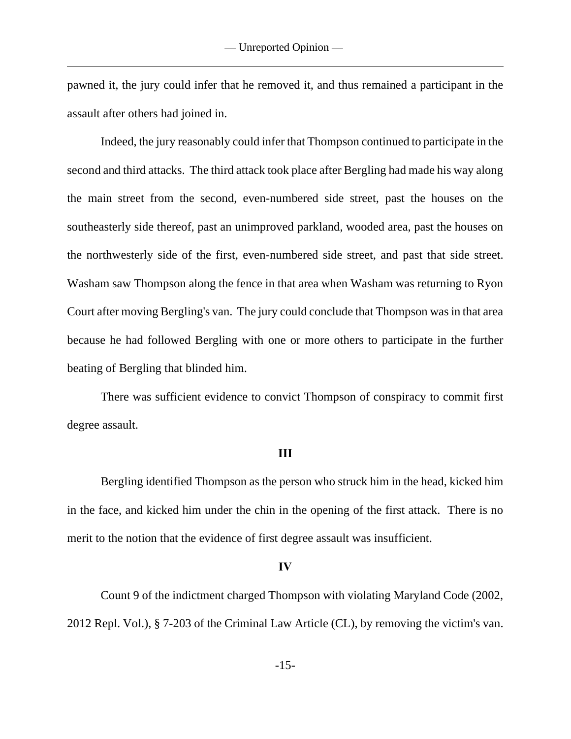pawned it, the jury could infer that he removed it, and thus remained a participant in the assault after others had joined in.

Indeed, the jury reasonably could infer that Thompson continued to participate in the second and third attacks. The third attack took place after Bergling had made his way along the main street from the second, even-numbered side street, past the houses on the southeasterly side thereof, past an unimproved parkland, wooded area, past the houses on the northwesterly side of the first, even-numbered side street, and past that side street. Washam saw Thompson along the fence in that area when Washam was returning to Ryon Court after moving Bergling's van. The jury could conclude that Thompson was in that area because he had followed Bergling with one or more others to participate in the further beating of Bergling that blinded him.

There was sufficient evidence to convict Thompson of conspiracy to commit first degree assault.

**III**

Bergling identified Thompson as the person who struck him in the head, kicked him in the face, and kicked him under the chin in the opening of the first attack. There is no merit to the notion that the evidence of first degree assault was insufficient.

**IV**

Count 9 of the indictment charged Thompson with violating Maryland Code (2002, 2012 Repl. Vol.), § 7-203 of the Criminal Law Article (CL), by removing the victim's van.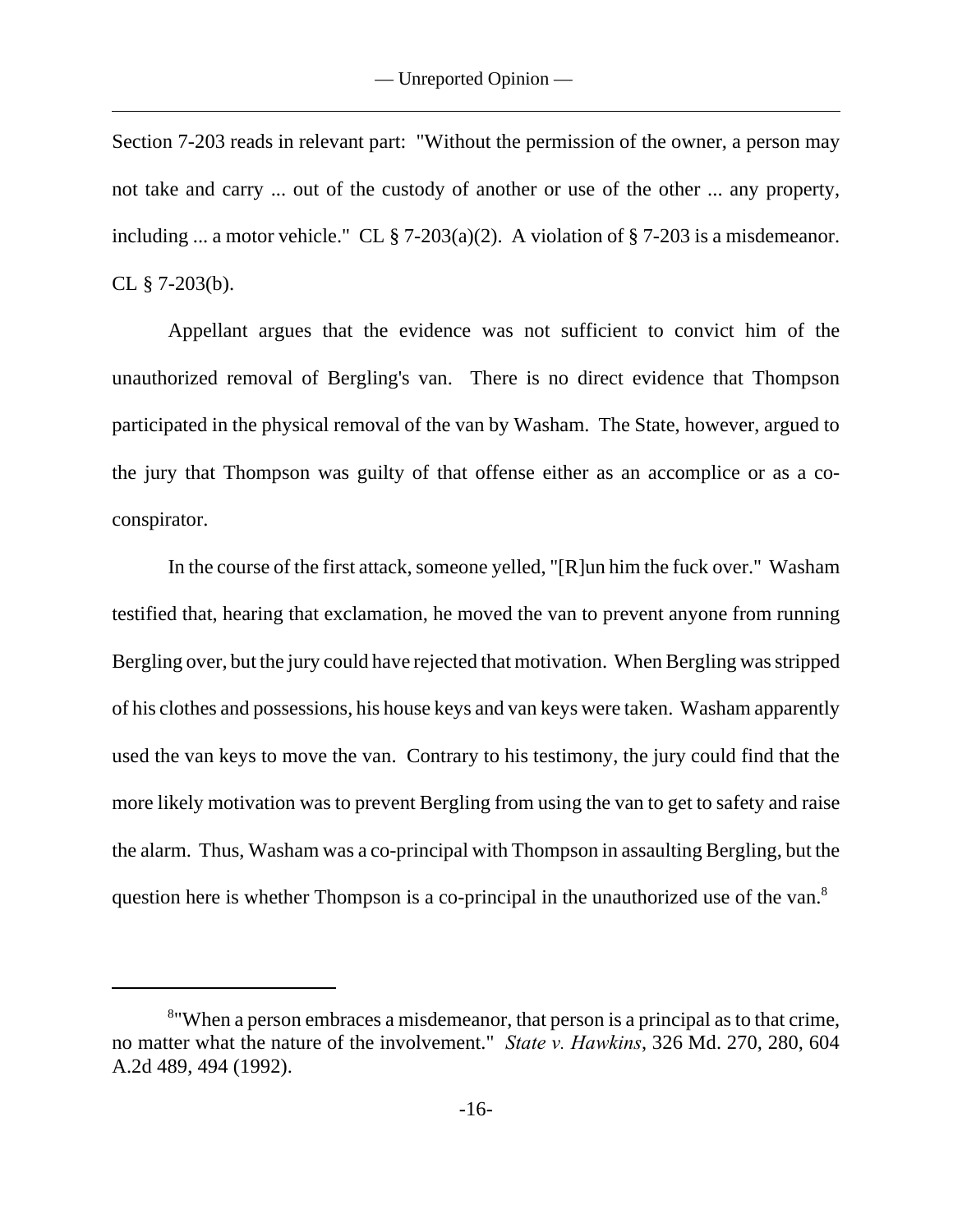Section 7-203 reads in relevant part: "Without the permission of the owner, a person may not take and carry ... out of the custody of another or use of the other ... any property, including ... a motor vehicle." CL § 7-203(a)(2). A violation of § 7-203 is a misdemeanor. CL § 7-203(b).

Appellant argues that the evidence was not sufficient to convict him of the unauthorized removal of Bergling's van. There is no direct evidence that Thompson participated in the physical removal of the van by Washam. The State, however, argued to the jury that Thompson was guilty of that offense either as an accomplice or as a co-conspirator.

In the course of the first attack, someone yelled, "[R]un him the fuck over." Washam testified that, hearing that exclamation, he moved the van to prevent anyone from running Bergling over, but the jury could have rejected that motivation. When Bergling was stripped of his clothes and possessions, his house keys and van keys were taken. Washam apparently used the van keys to move the van. Contrary to his testimony, the jury could find that the more likely motivation was to prevent Bergling from using the van to get to safety and raise the alarm. Thus, Washam was a co-principal with Thompson in assaulting Bergling, but the question here is whether Thompson is a co-principal in the unauthorized use of the van.[8]

---

[8]"When a person embraces a misdemeanor, that person is a principal as to that crime, no matter what the nature of the involvement." *State v. Hawkins*, 326 Md. 270, 280, 604 A.2d 489, 494 (1992).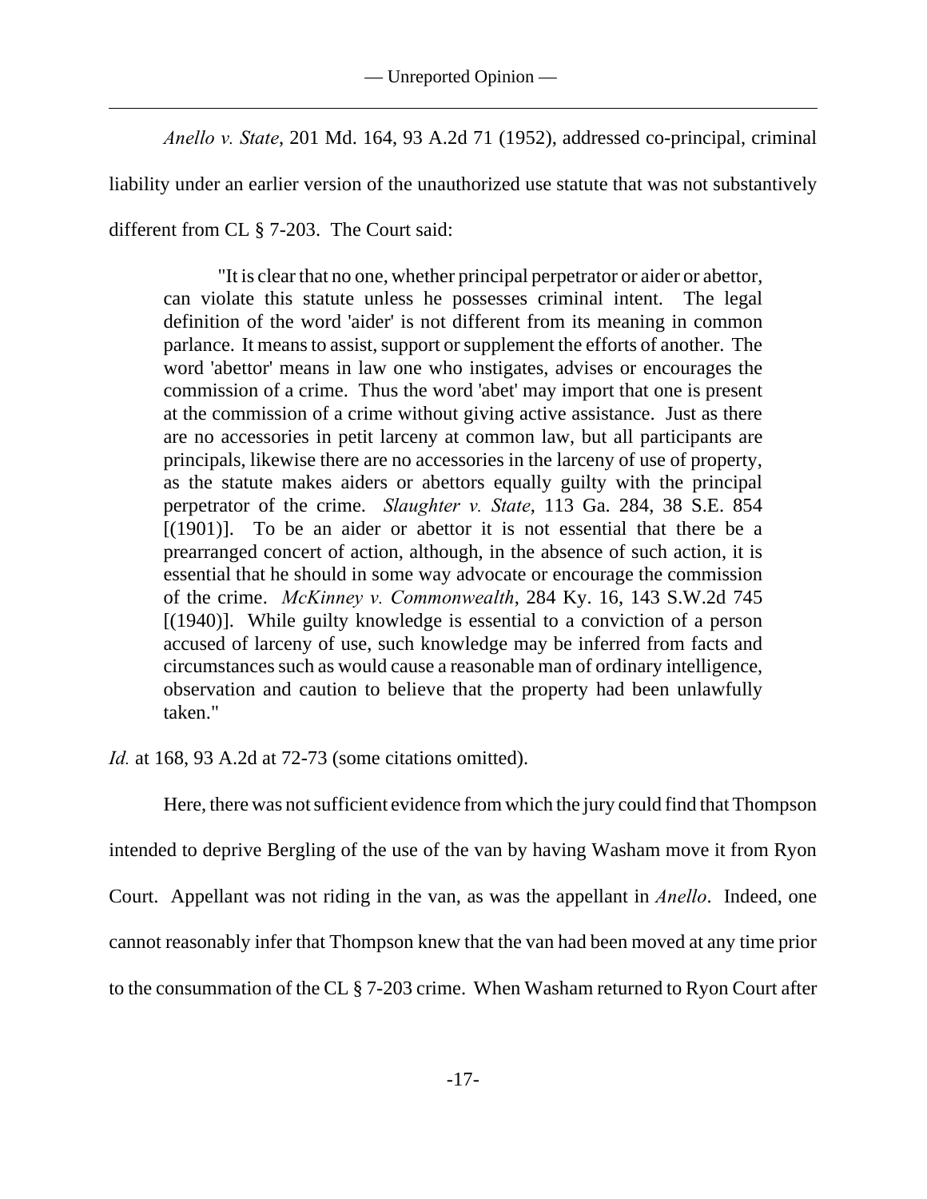*Anello v. State*, 201 Md. 164, 93 A.2d 71 (1952), addressed co-principal, criminal liability under an earlier version of the unauthorized use statute that was not substantively different from CL § 7-203. The Court said:

> "It is clear that no one, whether principal perpetrator or aider or abettor, can violate this statute unless he possesses criminal intent. The legal definition of the word 'aider' is not different from its meaning in common parlance. It means to assist, support or supplement the efforts of another. The word 'abettor' means in law one who instigates, advises or encourages the commission of a crime. Thus the word 'abet' may import that one is present at the commission of a crime without giving active assistance. Just as there are no accessories in petit larceny at common law, but all participants are principals, likewise there are no accessories in the larceny of use of property, as the statute makes aiders or abettors equally guilty with the principal perpetrator of the crime. *Slaughter v. State*, 113 Ga. 284, 38 S.E. 854 [(1901)]. To be an aider or abettor it is not essential that there be a prearranged concert of action, although, in the absence of such action, it is essential that he should in some way advocate or encourage the commission of the crime. *McKinney v. Commonwealth*, 284 Ky. 16, 143 S.W.2d 745 [(1940)]. While guilty knowledge is essential to a conviction of a person accused of larceny of use, such knowledge may be inferred from facts and circumstances such as would cause a reasonable man of ordinary intelligence, observation and caution to believe that the property had been unlawfully taken."

*Id.* at 168, 93 A.2d at 72-73 (some citations omitted).

Here, there was not sufficient evidence from which the jury could find that Thompson intended to deprive Bergling of the use of the van by having Washam move it from Ryon Court. Appellant was not riding in the van, as was the appellant in *Anello*. Indeed, one cannot reasonably infer that Thompson knew that the van had been moved at any time prior to the consummation of the CL § 7-203 crime. When Washam returned to Ryon Court after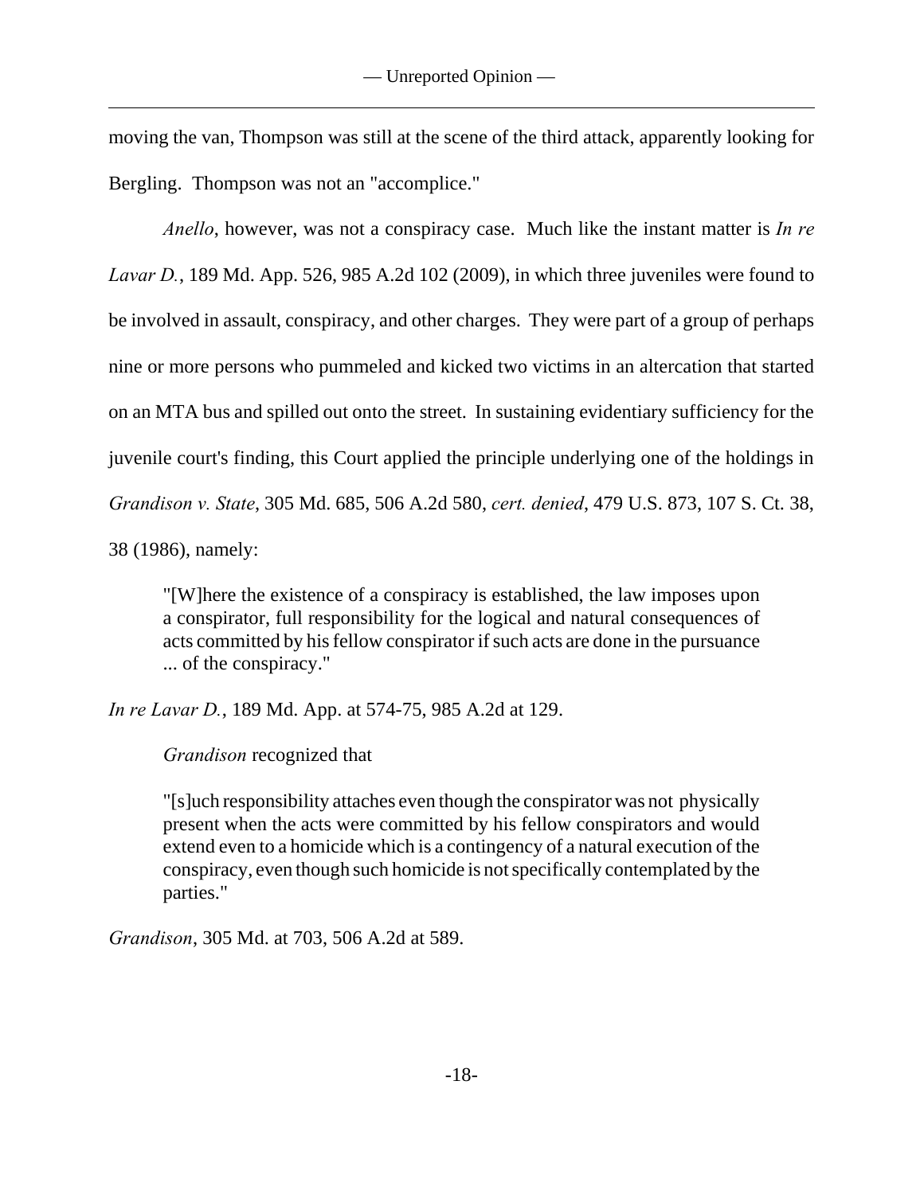moving the van, Thompson was still at the scene of the third attack, apparently looking for Bergling. Thompson was not an "accomplice."

*Anello*, however, was not a conspiracy case. Much like the instant matter is *In re Lavar D.*, 189 Md. App. 526, 985 A.2d 102 (2009), in which three juveniles were found to be involved in assault, conspiracy, and other charges. They were part of a group of perhaps nine or more persons who pummeled and kicked two victims in an altercation that started on an MTA bus and spilled out onto the street. In sustaining evidentiary sufficiency for the juvenile court's finding, this Court applied the principle underlying one of the holdings in *Grandison v. State*, 305 Md. 685, 506 A.2d 580, *cert. denied*, 479 U.S. 873, 107 S. Ct. 38, 38 (1986), namely:

> "[W]here the existence of a conspiracy is established, the law imposes upon a conspirator, full responsibility for the logical and natural consequences of acts committed by his fellow conspirator if such acts are done in the pursuance ... of the conspiracy."

*In re Lavar D.*, 189 Md. App. at 574-75, 985 A.2d at 129.

*Grandison* recognized that

> "[s]uch responsibility attaches even though the conspirator was not physically present when the acts were committed by his fellow conspirators and would extend even to a homicide which is a contingency of a natural execution of the conspiracy, even though such homicide is not specifically contemplated by the parties."

*Grandison*, 305 Md. at 703, 506 A.2d at 589.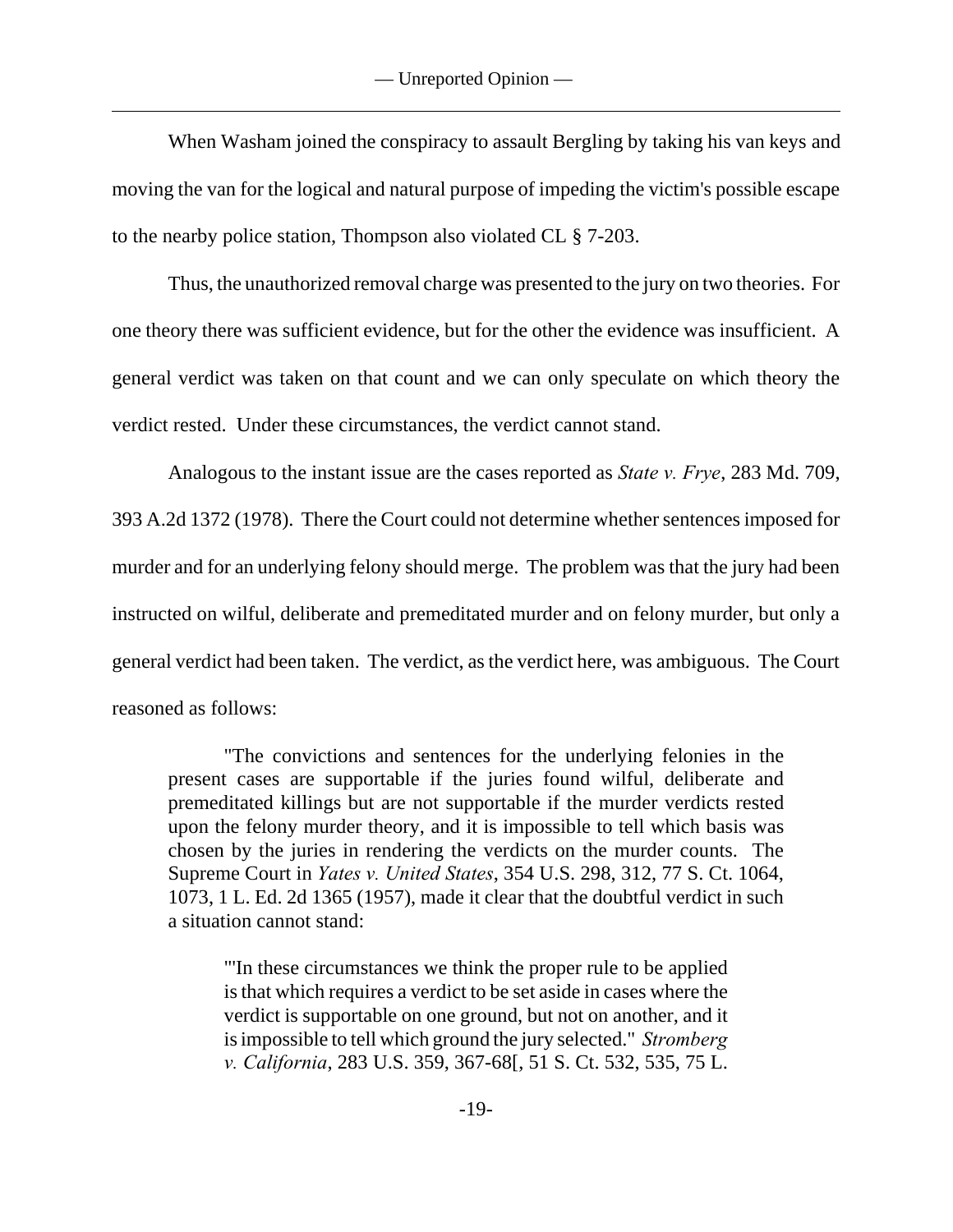When Washam joined the conspiracy to assault Bergling by taking his van keys and moving the van for the logical and natural purpose of impeding the victim's possible escape to the nearby police station, Thompson also violated CL § 7-203.

Thus, the unauthorized removal charge was presented to the jury on two theories. For one theory there was sufficient evidence, but for the other the evidence was insufficient. A general verdict was taken on that count and we can only speculate on which theory the verdict rested. Under these circumstances, the verdict cannot stand.

Analogous to the instant issue are the cases reported as *State v. Frye*, 283 Md. 709, 393 A.2d 1372 (1978). There the Court could not determine whether sentences imposed for murder and for an underlying felony should merge. The problem was that the jury had been instructed on wilful, deliberate and premeditated murder and on felony murder, but only a general verdict had been taken. The verdict, as the verdict here, was ambiguous. The Court reasoned as follows:

> "The convictions and sentences for the underlying felonies in the present cases are supportable if the juries found wilful, deliberate and premeditated killings but are not supportable if the murder verdicts rested upon the felony murder theory, and it is impossible to tell which basis was chosen by the juries in rendering the verdicts on the murder counts. The Supreme Court in *Yates v. United States*, 354 U.S. 298, 312, 77 S. Ct. 1064, 1073, 1 L. Ed. 2d 1365 (1957), made it clear that the doubtful verdict in such a situation cannot stand:
>
> > "'In these circumstances we think the proper rule to be applied is that which requires a verdict to be set aside in cases where the verdict is supportable on one ground, but not on another, and it is impossible to tell which ground the jury selected." *Stromberg v. California*, 283 U.S. 359, 367-68[, 51 S. Ct. 532, 535, 75 L.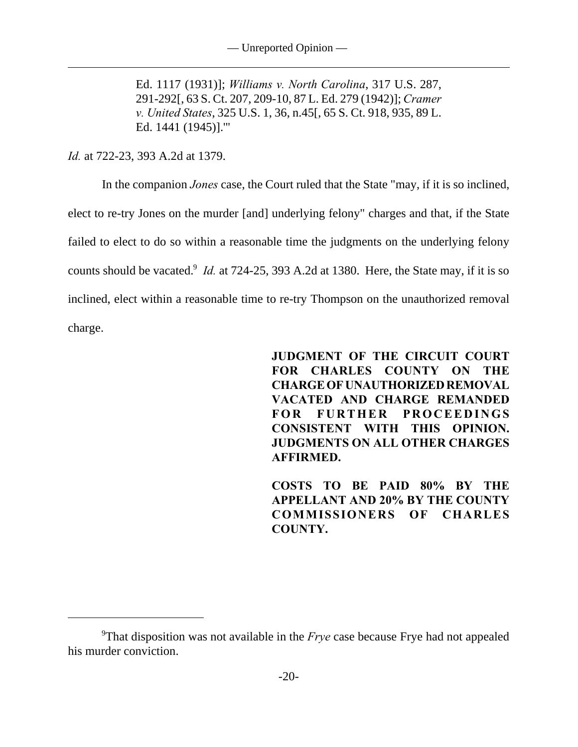Ed. 1117 (1931)]; *Williams v. North Carolina*, 317 U.S. 287, 291-292[, 63 S. Ct. 207, 209-10, 87 L. Ed. 279 (1942)]; *Cramer v. United States*, 325 U.S. 1, 36, n.45[, 65 S. Ct. 918, 935, 89 L. Ed. 1441 (1945)].'"

*Id.* at 722-23, 393 A.2d at 1379.

In the companion *Jones* case, the Court ruled that the State "may, if it is so inclined, elect to re-try Jones on the murder [and] underlying felony" charges and that, if the State failed to elect to do so within a reasonable time the judgments on the underlying felony counts should be vacated.[9] *Id.* at 724-25, 393 A.2d at 1380. Here, the State may, if it is so inclined, elect within a reasonable time to re-try Thompson on the unauthorized removal charge.

**JUDGMENT OF THE CIRCUIT COURT FOR CHARLES COUNTY ON THE CHARGE OF UNAUTHORIZED REMOVAL VACATED AND CHARGE REMANDED FOR FURTHER PROCEEDINGS CONSISTENT WITH THIS OPINION. JUDGMENTS ON ALL OTHER CHARGES AFFIRMED.**

**COSTS TO BE PAID 80% BY THE APPELLANT AND 20% BY THE COUNTY COMMISSIONERS OF CHARLES COUNTY.**

---

[9]That disposition was not available in the *Frye* case because Frye had not appealed his murder conviction.